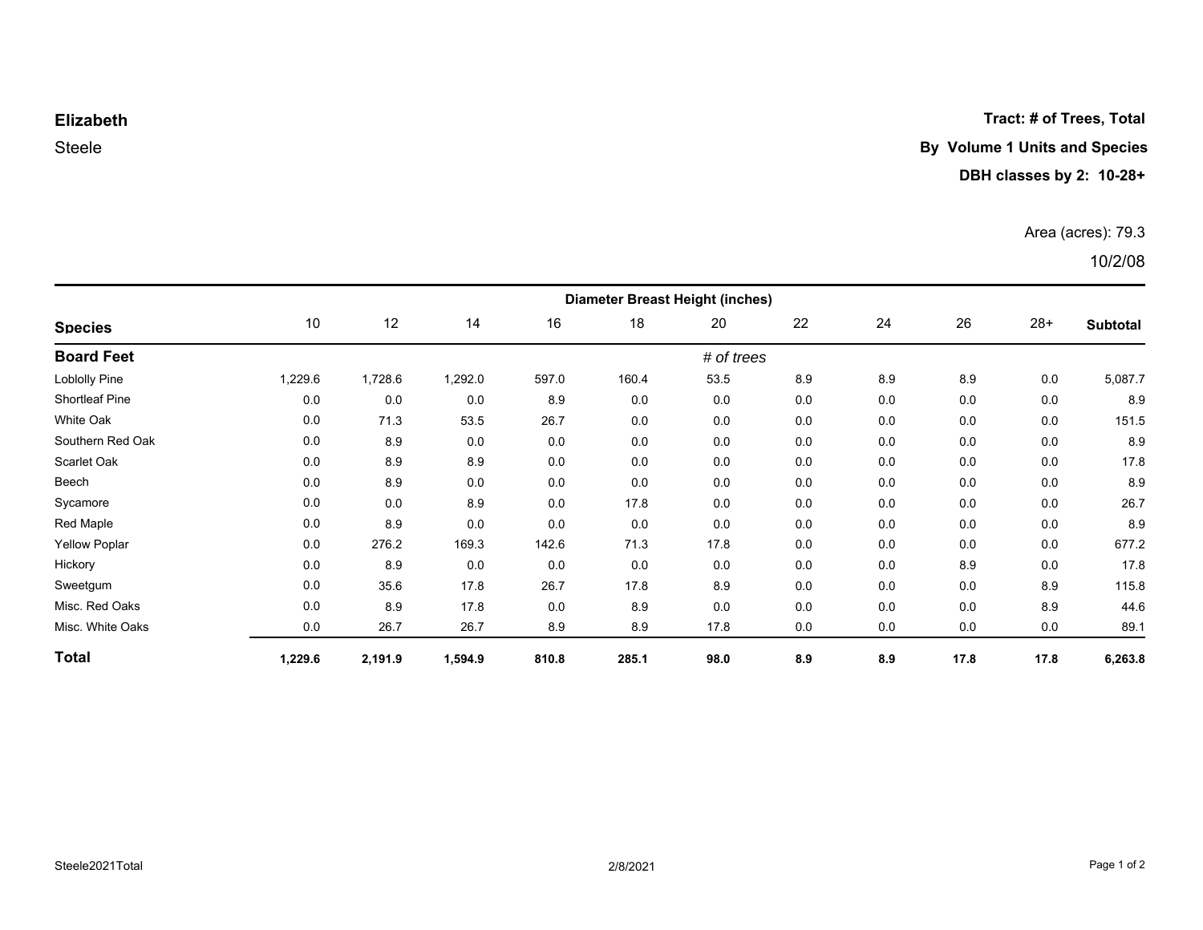**Elizabeth**

Steele

**Tract: # of Trees, Total**

**By Volume 1 Units and Species**

**DBH classes by 2: 10-28+**

Area (acres): 79.3

10/2/08

| | Diameter Breast Height (inches) | | | | | | | | | | |
|---|---|---|---|---|---|---|---|---|---|---|---|
| **Species** | 10 | 12 | 14 | 16 | 18 | 20 | 22 | 24 | 26 | 28+ | **Subtotal** |
| **Board Feet** | | | | | | *# of trees* | | | | | |
| Loblolly Pine | 1,229.6 | 1,728.6 | 1,292.0 | 597.0 | 160.4 | 53.5 | 8.9 | 8.9 | 8.9 | 0.0 | 5,087.7 |
| Shortleaf Pine | 0.0 | 0.0 | 0.0 | 8.9 | 0.0 | 0.0 | 0.0 | 0.0 | 0.0 | 0.0 | 8.9 |
| White Oak | 0.0 | 71.3 | 53.5 | 26.7 | 0.0 | 0.0 | 0.0 | 0.0 | 0.0 | 0.0 | 151.5 |
| Southern Red Oak | 0.0 | 8.9 | 0.0 | 0.0 | 0.0 | 0.0 | 0.0 | 0.0 | 0.0 | 0.0 | 8.9 |
| Scarlet Oak | 0.0 | 8.9 | 8.9 | 0.0 | 0.0 | 0.0 | 0.0 | 0.0 | 0.0 | 0.0 | 17.8 |
| Beech | 0.0 | 8.9 | 0.0 | 0.0 | 0.0 | 0.0 | 0.0 | 0.0 | 0.0 | 0.0 | 8.9 |
| Sycamore | 0.0 | 0.0 | 8.9 | 0.0 | 17.8 | 0.0 | 0.0 | 0.0 | 0.0 | 0.0 | 26.7 |
| Red Maple | 0.0 | 8.9 | 0.0 | 0.0 | 0.0 | 0.0 | 0.0 | 0.0 | 0.0 | 0.0 | 8.9 |
| Yellow Poplar | 0.0 | 276.2 | 169.3 | 142.6 | 71.3 | 17.8 | 0.0 | 0.0 | 0.0 | 0.0 | 677.2 |
| Hickory | 0.0 | 8.9 | 0.0 | 0.0 | 0.0 | 0.0 | 0.0 | 0.0 | 8.9 | 0.0 | 17.8 |
| Sweetgum | 0.0 | 35.6 | 17.8 | 26.7 | 17.8 | 8.9 | 0.0 | 0.0 | 0.0 | 8.9 | 115.8 |
| Misc. Red Oaks | 0.0 | 8.9 | 17.8 | 0.0 | 8.9 | 0.0 | 0.0 | 0.0 | 0.0 | 8.9 | 44.6 |
| Misc. White Oaks | 0.0 | 26.7 | 26.7 | 8.9 | 8.9 | 17.8 | 0.0 | 0.0 | 0.0 | 0.0 | 89.1 |
| **Total** | **1,229.6** | **2,191.9** | **1,594.9** | **810.8** | **285.1** | **98.0** | **8.9** | **8.9** | **17.8** | **17.8** | **6,263.8** |

Steele2021Total 2/8/2021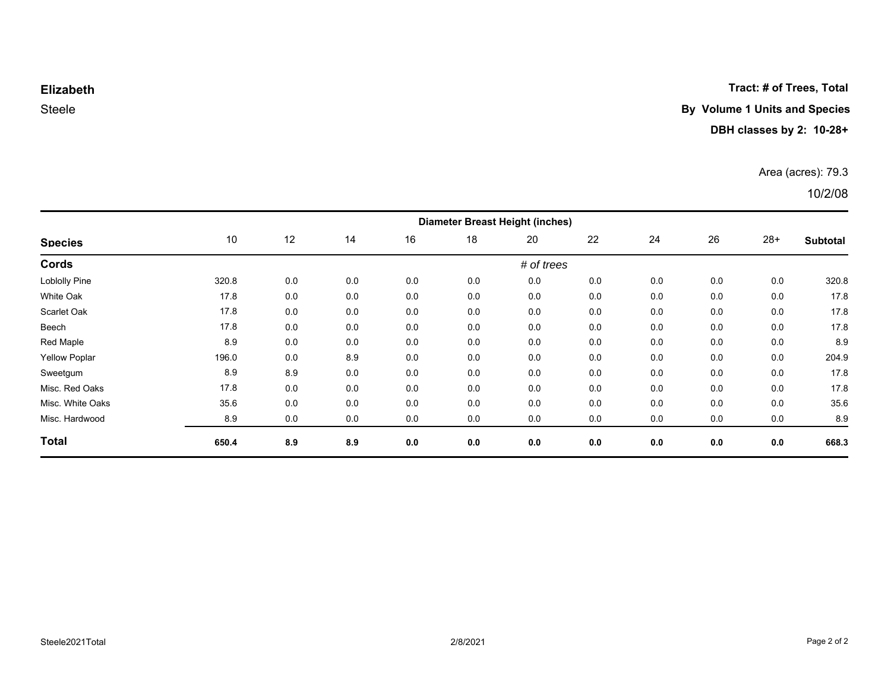**Elizabeth**

Steele

**Tract: # of Trees, Total**

**By Volume 1 Units and Species**

**DBH classes by 2: 10-28+**

Area (acres): 79.3

10/2/08

| | Diameter Breast Height (inches) | | | | | | | | | | |
|---|---|---|---|---|---|---|---|---|---|---|---|
| **Species** | 10 | 12 | 14 | 16 | 18 | 20 | 22 | 24 | 26 | 28+ | **Subtotal** |
| **Cords** | | | | | | *# of trees* | | | | | |
| Loblolly Pine | 320.8 | 0.0 | 0.0 | 0.0 | 0.0 | 0.0 | 0.0 | 0.0 | 0.0 | 0.0 | 320.8 |
| White Oak | 17.8 | 0.0 | 0.0 | 0.0 | 0.0 | 0.0 | 0.0 | 0.0 | 0.0 | 0.0 | 17.8 |
| Scarlet Oak | 17.8 | 0.0 | 0.0 | 0.0 | 0.0 | 0.0 | 0.0 | 0.0 | 0.0 | 0.0 | 17.8 |
| Beech | 17.8 | 0.0 | 0.0 | 0.0 | 0.0 | 0.0 | 0.0 | 0.0 | 0.0 | 0.0 | 17.8 |
| Red Maple | 8.9 | 0.0 | 0.0 | 0.0 | 0.0 | 0.0 | 0.0 | 0.0 | 0.0 | 0.0 | 8.9 |
| Yellow Poplar | 196.0 | 0.0 | 8.9 | 0.0 | 0.0 | 0.0 | 0.0 | 0.0 | 0.0 | 0.0 | 204.9 |
| Sweetgum | 8.9 | 8.9 | 0.0 | 0.0 | 0.0 | 0.0 | 0.0 | 0.0 | 0.0 | 0.0 | 17.8 |
| Misc. Red Oaks | 17.8 | 0.0 | 0.0 | 0.0 | 0.0 | 0.0 | 0.0 | 0.0 | 0.0 | 0.0 | 17.8 |
| Misc. White Oaks | 35.6 | 0.0 | 0.0 | 0.0 | 0.0 | 0.0 | 0.0 | 0.0 | 0.0 | 0.0 | 35.6 |
| Misc. Hardwood | 8.9 | 0.0 | 0.0 | 0.0 | 0.0 | 0.0 | 0.0 | 0.0 | 0.0 | 0.0 | 8.9 |
| **Total** | **650.4** | **8.9** | **8.9** | **0.0** | **0.0** | **0.0** | **0.0** | **0.0** | **0.0** | **0.0** | **668.3** |

Steele2021Total

2/8/2021